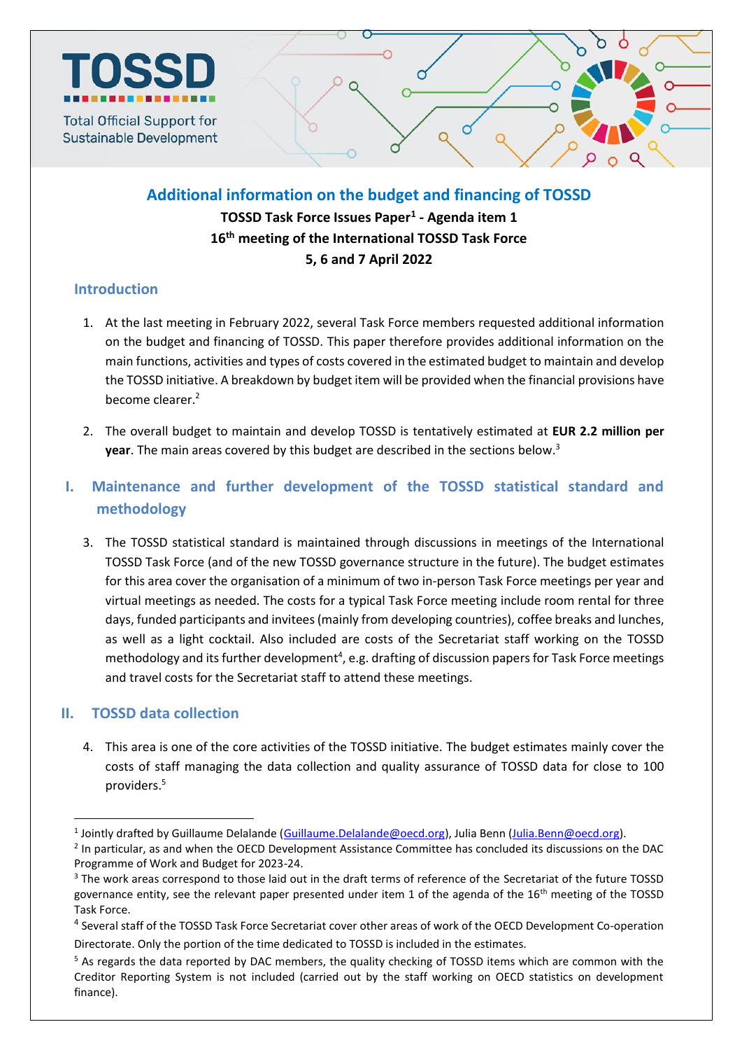TOSSD

Total Official Support for Sustainable Development

# Additional information on the budget and financing of TOSSD

**TOSSD Task Force Issues Paper[1] - Agenda item 1**

**16th meeting of the International TOSSD Task Force**

**5, 6 and 7 April 2022**

## Introduction

1. At the last meeting in February 2022, several Task Force members requested additional information on the budget and financing of TOSSD. This paper therefore provides additional information on the main functions, activities and types of costs covered in the estimated budget to maintain and develop the TOSSD initiative. A breakdown by budget item will be provided when the financial provisions have become clearer.[2]

2. The overall budget to maintain and develop TOSSD is tentatively estimated at **EUR 2.2 million per year**. The main areas covered by this budget are described in the sections below.[3]

## I. Maintenance and further development of the TOSSD statistical standard and methodology

3. The TOSSD statistical standard is maintained through discussions in meetings of the International TOSSD Task Force (and of the new TOSSD governance structure in the future). The budget estimates for this area cover the organisation of a minimum of two in-person Task Force meetings per year and virtual meetings as needed. The costs for a typical Task Force meeting include room rental for three days, funded participants and invitees (mainly from developing countries), coffee breaks and lunches, as well as a light cocktail. Also included are costs of the Secretariat staff working on the TOSSD methodology and its further development[4], e.g. drafting of discussion papers for Task Force meetings and travel costs for the Secretariat staff to attend these meetings.

## II. TOSSD data collection

4. This area is one of the core activities of the TOSSD initiative. The budget estimates mainly cover the costs of staff managing the data collection and quality assurance of TOSSD data for close to 100 providers.[5]

---

[1] Jointly drafted by Guillaume Delalande (Guillaume.Delalande@oecd.org), Julia Benn (Julia.Benn@oecd.org).

[2] In particular, as and when the OECD Development Assistance Committee has concluded its discussions on the DAC Programme of Work and Budget for 2023-24.

[3] The work areas correspond to those laid out in the draft terms of reference of the Secretariat of the future TOSSD governance entity, see the relevant paper presented under item 1 of the agenda of the 16th meeting of the TOSSD Task Force.

[4] Several staff of the TOSSD Task Force Secretariat cover other areas of work of the OECD Development Co-operation Directorate. Only the portion of the time dedicated to TOSSD is included in the estimates.

[5] As regards the data reported by DAC members, the quality checking of TOSSD items which are common with the Creditor Reporting System is not included (carried out by the staff working on OECD statistics on development finance).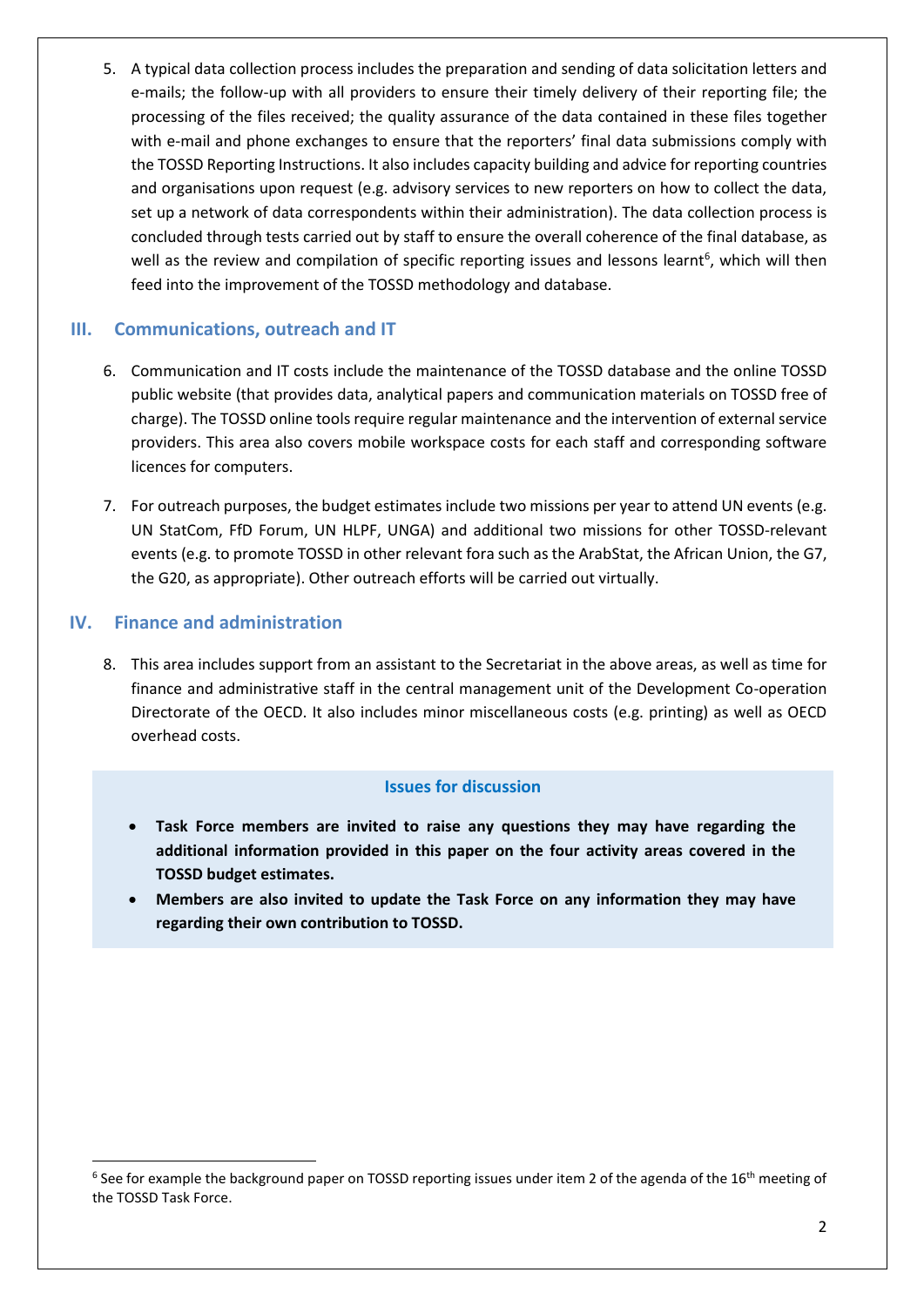5. A typical data collection process includes the preparation and sending of data solicitation letters and e-mails; the follow-up with all providers to ensure their timely delivery of their reporting file; the processing of the files received; the quality assurance of the data contained in these files together with e-mail and phone exchanges to ensure that the reporters' final data submissions comply with the TOSSD Reporting Instructions. It also includes capacity building and advice for reporting countries and organisations upon request (e.g. advisory services to new reporters on how to collect the data, set up a network of data correspondents within their administration). The data collection process is concluded through tests carried out by staff to ensure the overall coherence of the final database, as well as the review and compilation of specific reporting issues and lessons learnt[6], which will then feed into the improvement of the TOSSD methodology and database.

## III. Communications, outreach and IT

6. Communication and IT costs include the maintenance of the TOSSD database and the online TOSSD public website (that provides data, analytical papers and communication materials on TOSSD free of charge). The TOSSD online tools require regular maintenance and the intervention of external service providers. This area also covers mobile workspace costs for each staff and corresponding software licences for computers.

7. For outreach purposes, the budget estimates include two missions per year to attend UN events (e.g. UN StatCom, FfD Forum, UN HLPF, UNGA) and additional two missions for other TOSSD-relevant events (e.g. to promote TOSSD in other relevant fora such as the ArabStat, the African Union, the G7, the G20, as appropriate). Other outreach efforts will be carried out virtually.

## IV. Finance and administration

8. This area includes support from an assistant to the Secretariat in the above areas, as well as time for finance and administrative staff in the central management unit of the Development Co-operation Directorate of the OECD. It also includes minor miscellaneous costs (e.g. printing) as well as OECD overhead costs.

### Issues for discussion

- **Task Force members are invited to raise any questions they may have regarding the additional information provided in this paper on the four activity areas covered in the TOSSD budget estimates.**
- **Members are also invited to update the Task Force on any information they may have regarding their own contribution to TOSSD.**

[6] See for example the background paper on TOSSD reporting issues under item 2 of the agenda of the 16th meeting of the TOSSD Task Force.